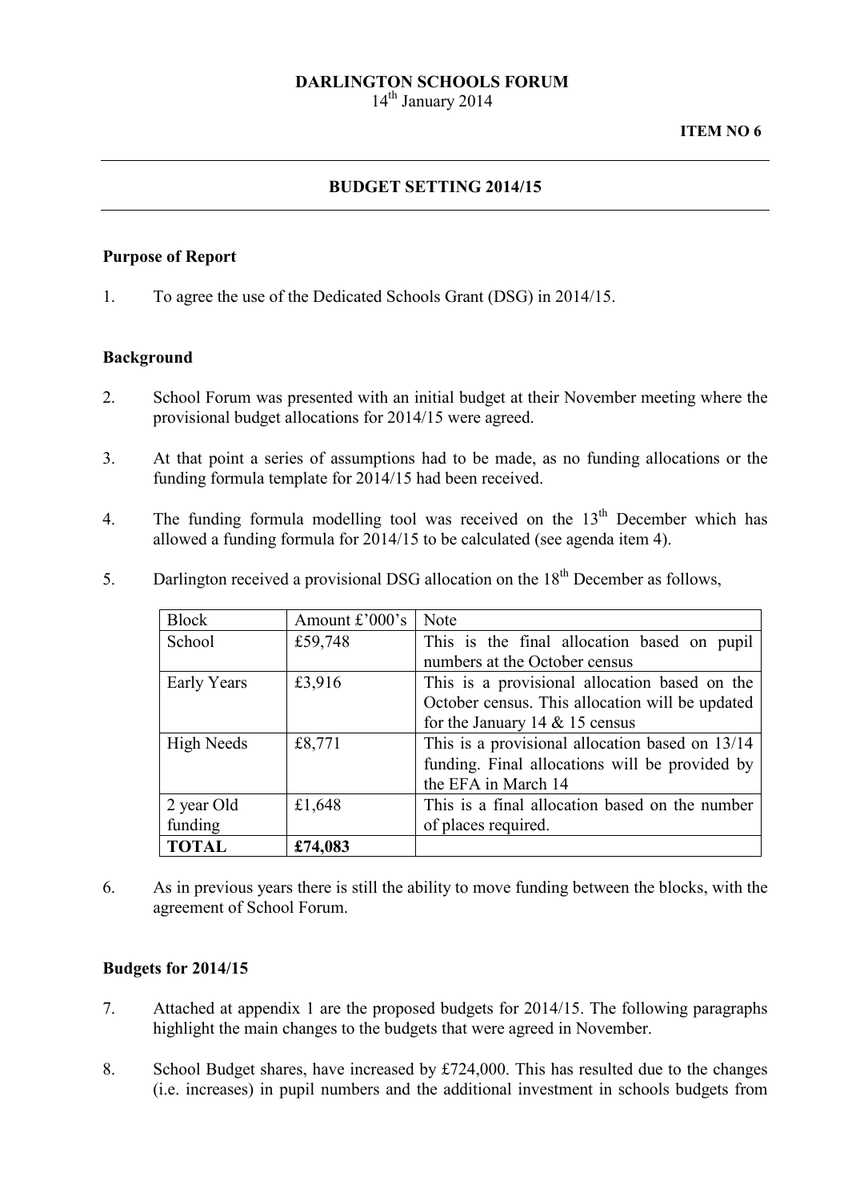**DARLINGTON SCHOOLS FORUM**
14th January 2014

**ITEM NO 6**

---

**BUDGET SETTING 2014/15**

---

**Purpose of Report**

1. To agree the use of the Dedicated Schools Grant (DSG) in 2014/15.

**Background**

2. School Forum was presented with an initial budget at their November meeting where the provisional budget allocations for 2014/15 were agreed.

3. At that point a series of assumptions had to be made, as no funding allocations or the funding formula template for 2014/15 had been received.

4. The funding formula modelling tool was received on the 13th December which has allowed a funding formula for 2014/15 to be calculated (see agenda item 4).

5. Darlington received a provisional DSG allocation on the 18th December as follows,

| Block | Amount £'000's | Note |
|---|---|---|
| School | £59,748 | This is the final allocation based on pupil numbers at the October census |
| Early Years | £3,916 | This is a provisional allocation based on the October census. This allocation will be updated for the January 14 & 15 census |
| High Needs | £8,771 | This is a provisional allocation based on 13/14 funding. Final allocations will be provided by the EFA in March 14 |
| 2 year Old funding | £1,648 | This is a final allocation based on the number of places required. |
| **TOTAL** | **£74,083** | |

6. As in previous years there is still the ability to move funding between the blocks, with the agreement of School Forum.

**Budgets for 2014/15**

7. Attached at appendix 1 are the proposed budgets for 2014/15. The following paragraphs highlight the main changes to the budgets that were agreed in November.

8. School Budget shares, have increased by £724,000. This has resulted due to the changes (i.e. increases) in pupil numbers and the additional investment in schools budgets from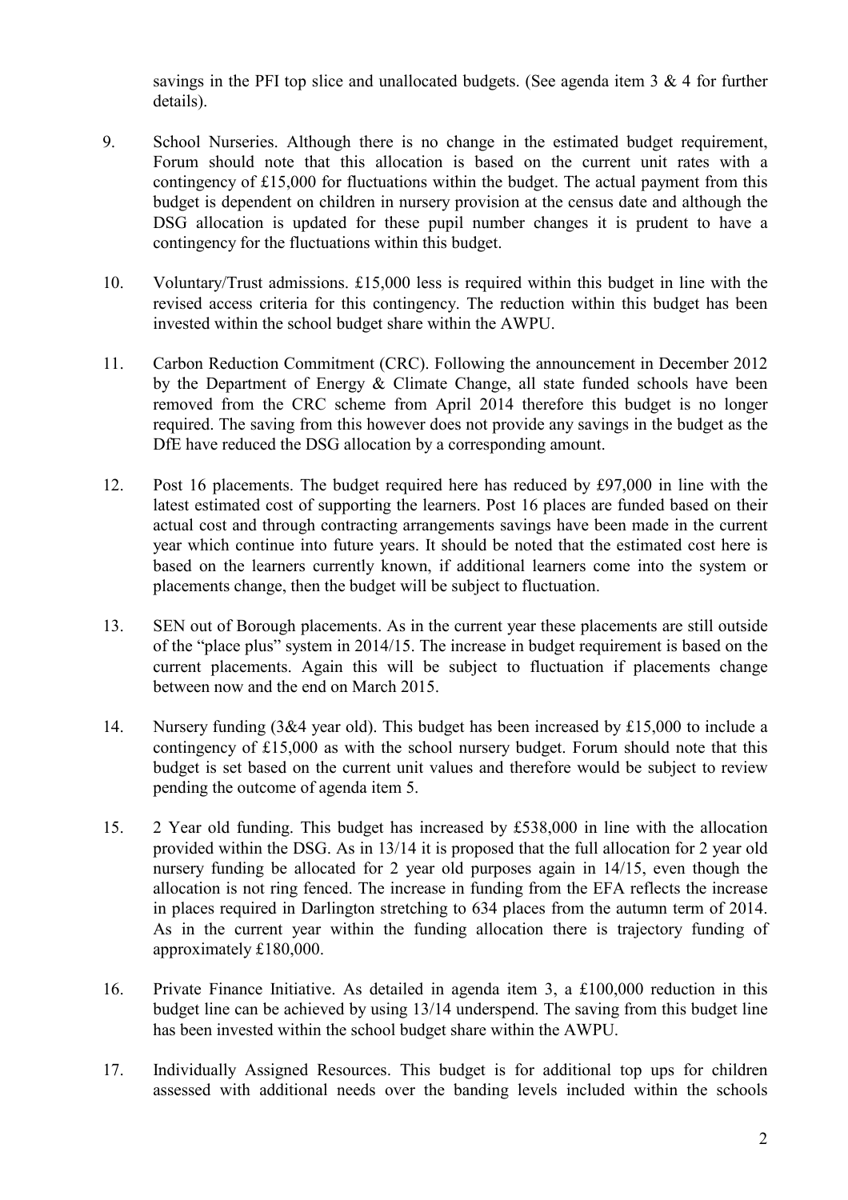savings in the PFI top slice and unallocated budgets. (See agenda item 3 & 4 for further details).

9. School Nurseries. Although there is no change in the estimated budget requirement, Forum should note that this allocation is based on the current unit rates with a contingency of £15,000 for fluctuations within the budget. The actual payment from this budget is dependent on children in nursery provision at the census date and although the DSG allocation is updated for these pupil number changes it is prudent to have a contingency for the fluctuations within this budget.

10. Voluntary/Trust admissions. £15,000 less is required within this budget in line with the revised access criteria for this contingency. The reduction within this budget has been invested within the school budget share within the AWPU.

11. Carbon Reduction Commitment (CRC). Following the announcement in December 2012 by the Department of Energy & Climate Change, all state funded schools have been removed from the CRC scheme from April 2014 therefore this budget is no longer required. The saving from this however does not provide any savings in the budget as the DfE have reduced the DSG allocation by a corresponding amount.

12. Post 16 placements. The budget required here has reduced by £97,000 in line with the latest estimated cost of supporting the learners. Post 16 places are funded based on their actual cost and through contracting arrangements savings have been made in the current year which continue into future years. It should be noted that the estimated cost here is based on the learners currently known, if additional learners come into the system or placements change, then the budget will be subject to fluctuation.

13. SEN out of Borough placements. As in the current year these placements are still outside of the "place plus" system in 2014/15. The increase in budget requirement is based on the current placements. Again this will be subject to fluctuation if placements change between now and the end on March 2015.

14. Nursery funding (3&4 year old). This budget has been increased by £15,000 to include a contingency of £15,000 as with the school nursery budget. Forum should note that this budget is set based on the current unit values and therefore would be subject to review pending the outcome of agenda item 5.

15. 2 Year old funding. This budget has increased by £538,000 in line with the allocation provided within the DSG. As in 13/14 it is proposed that the full allocation for 2 year old nursery funding be allocated for 2 year old purposes again in 14/15, even though the allocation is not ring fenced. The increase in funding from the EFA reflects the increase in places required in Darlington stretching to 634 places from the autumn term of 2014. As in the current year within the funding allocation there is trajectory funding of approximately £180,000.

16. Private Finance Initiative. As detailed in agenda item 3, a £100,000 reduction in this budget line can be achieved by using 13/14 underspend. The saving from this budget line has been invested within the school budget share within the AWPU.

17. Individually Assigned Resources. This budget is for additional top ups for children assessed with additional needs over the banding levels included within the schools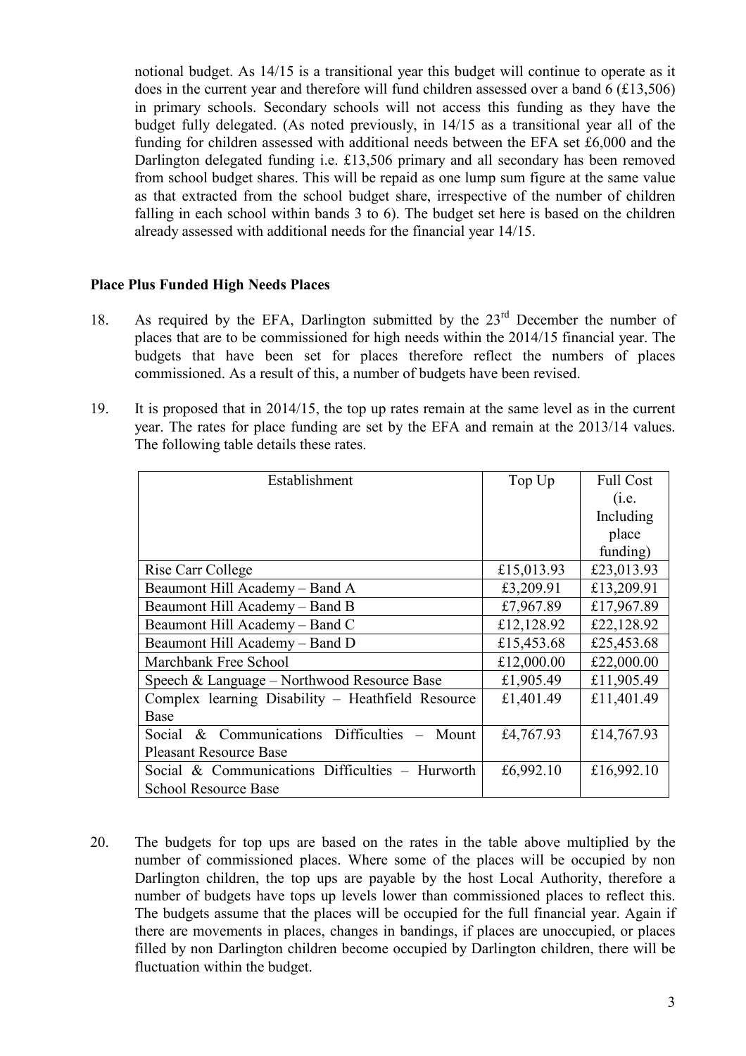notional budget. As 14/15 is a transitional year this budget will continue to operate as it does in the current year and therefore will fund children assessed over a band 6 (£13,506) in primary schools. Secondary schools will not access this funding as they have the budget fully delegated. (As noted previously, in 14/15 as a transitional year all of the funding for children assessed with additional needs between the EFA set £6,000 and the Darlington delegated funding i.e. £13,506 primary and all secondary has been removed from school budget shares. This will be repaid as one lump sum figure at the same value as that extracted from the school budget share, irrespective of the number of children falling in each school within bands 3 to 6). The budget set here is based on the children already assessed with additional needs for the financial year 14/15.

**Place Plus Funded High Needs Places**

18. As required by the EFA, Darlington submitted by the 23rd December the number of places that are to be commissioned for high needs within the 2014/15 financial year. The budgets that have been set for places therefore reflect the numbers of places commissioned. As a result of this, a number of budgets have been revised.

19. It is proposed that in 2014/15, the top up rates remain at the same level as in the current year. The rates for place funding are set by the EFA and remain at the 2013/14 values. The following table details these rates.

| Establishment | Top Up | Full Cost (i.e. Including place funding) |
|---|---|---|
| Rise Carr College | £15,013.93 | £23,013.93 |
| Beaumont Hill Academy – Band A | £3,209.91 | £13,209.91 |
| Beaumont Hill Academy – Band B | £7,967.89 | £17,967.89 |
| Beaumont Hill Academy – Band C | £12,128.92 | £22,128.92 |
| Beaumont Hill Academy – Band D | £15,453.68 | £25,453.68 |
| Marchbank Free School | £12,000.00 | £22,000.00 |
| Speech & Language – Northwood Resource Base | £1,905.49 | £11,905.49 |
| Complex learning Disability – Heathfield Resource Base | £1,401.49 | £11,401.49 |
| Social & Communications Difficulties – Mount Pleasant Resource Base | £4,767.93 | £14,767.93 |
| Social & Communications Difficulties – Hurworth School Resource Base | £6,992.10 | £16,992.10 |

20. The budgets for top ups are based on the rates in the table above multiplied by the number of commissioned places. Where some of the places will be occupied by non Darlington children, the top ups are payable by the host Local Authority, therefore a number of budgets have tops up levels lower than commissioned places to reflect this. The budgets assume that the places will be occupied for the full financial year. Again if there are movements in places, changes in bandings, if places are unoccupied, or places filled by non Darlington children become occupied by Darlington children, there will be fluctuation within the budget.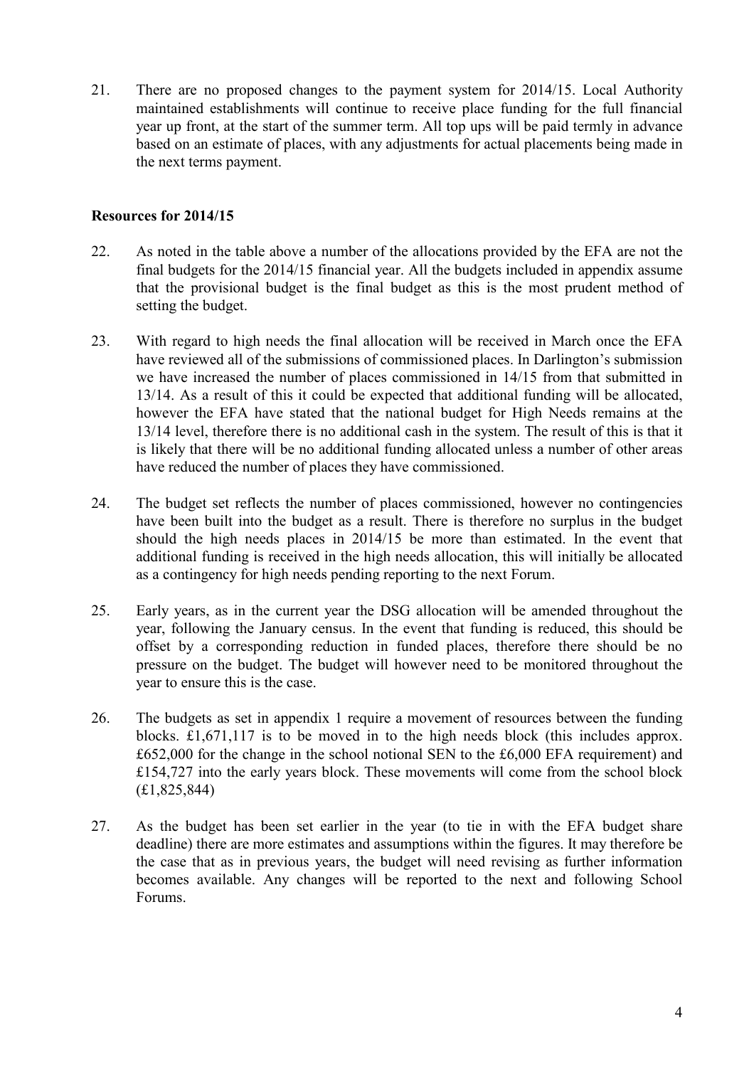21. There are no proposed changes to the payment system for 2014/15. Local Authority maintained establishments will continue to receive place funding for the full financial year up front, at the start of the summer term. All top ups will be paid termly in advance based on an estimate of places, with any adjustments for actual placements being made in the next terms payment.

**Resources for 2014/15**

22. As noted in the table above a number of the allocations provided by the EFA are not the final budgets for the 2014/15 financial year. All the budgets included in appendix assume that the provisional budget is the final budget as this is the most prudent method of setting the budget.

23. With regard to high needs the final allocation will be received in March once the EFA have reviewed all of the submissions of commissioned places. In Darlington's submission we have increased the number of places commissioned in 14/15 from that submitted in 13/14. As a result of this it could be expected that additional funding will be allocated, however the EFA have stated that the national budget for High Needs remains at the 13/14 level, therefore there is no additional cash in the system. The result of this is that it is likely that there will be no additional funding allocated unless a number of other areas have reduced the number of places they have commissioned.

24. The budget set reflects the number of places commissioned, however no contingencies have been built into the budget as a result. There is therefore no surplus in the budget should the high needs places in 2014/15 be more than estimated. In the event that additional funding is received in the high needs allocation, this will initially be allocated as a contingency for high needs pending reporting to the next Forum.

25. Early years, as in the current year the DSG allocation will be amended throughout the year, following the January census. In the event that funding is reduced, this should be offset by a corresponding reduction in funded places, therefore there should be no pressure on the budget. The budget will however need to be monitored throughout the year to ensure this is the case.

26. The budgets as set in appendix 1 require a movement of resources between the funding blocks. £1,671,117 is to be moved in to the high needs block (this includes approx. £652,000 for the change in the school notional SEN to the £6,000 EFA requirement) and £154,727 into the early years block. These movements will come from the school block (£1,825,844)

27. As the budget has been set earlier in the year (to tie in with the EFA budget share deadline) there are more estimates and assumptions within the figures. It may therefore be the case that as in previous years, the budget will need revising as further information becomes available. Any changes will be reported to the next and following School Forums.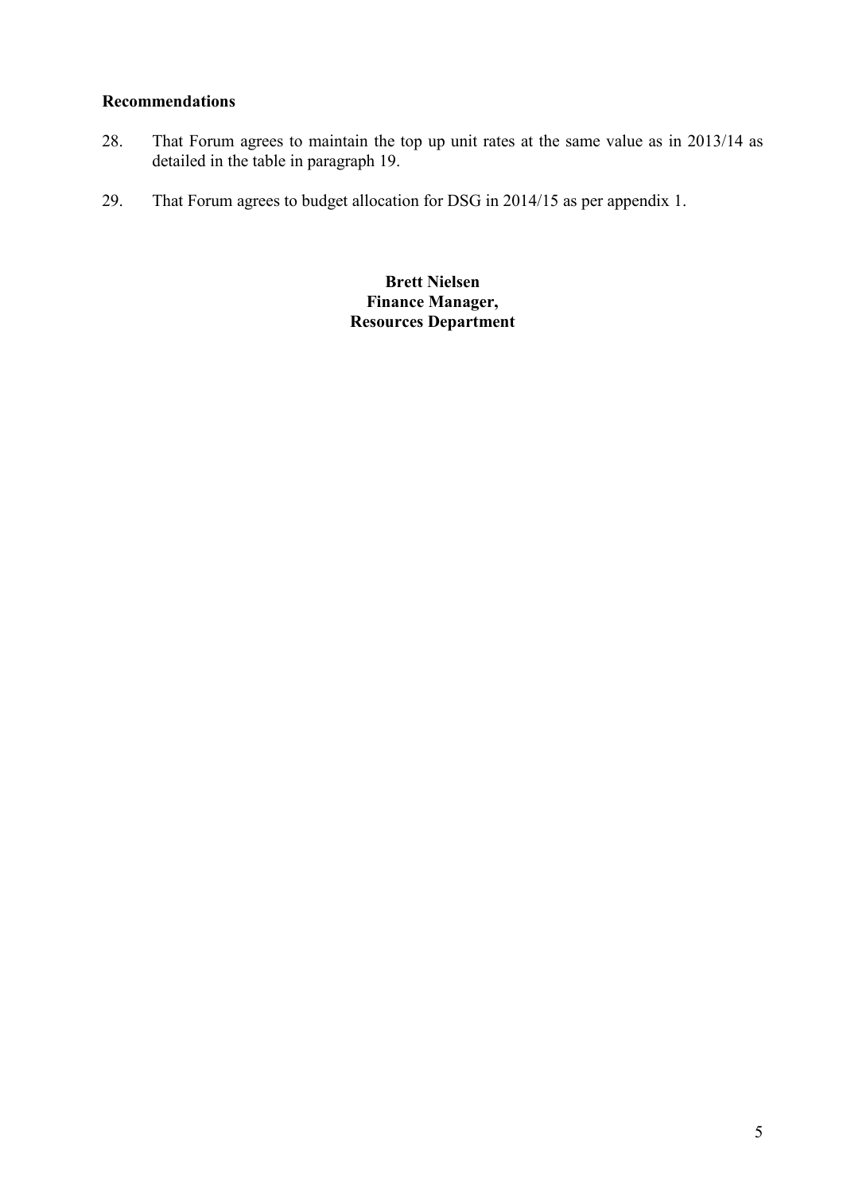**Recommendations**

28. That Forum agrees to maintain the top up unit rates at the same value as in 2013/14 as detailed in the table in paragraph 19.

29. That Forum agrees to budget allocation for DSG in 2014/15 as per appendix 1.

**Brett Nielsen**
**Finance Manager,**
**Resources Department**